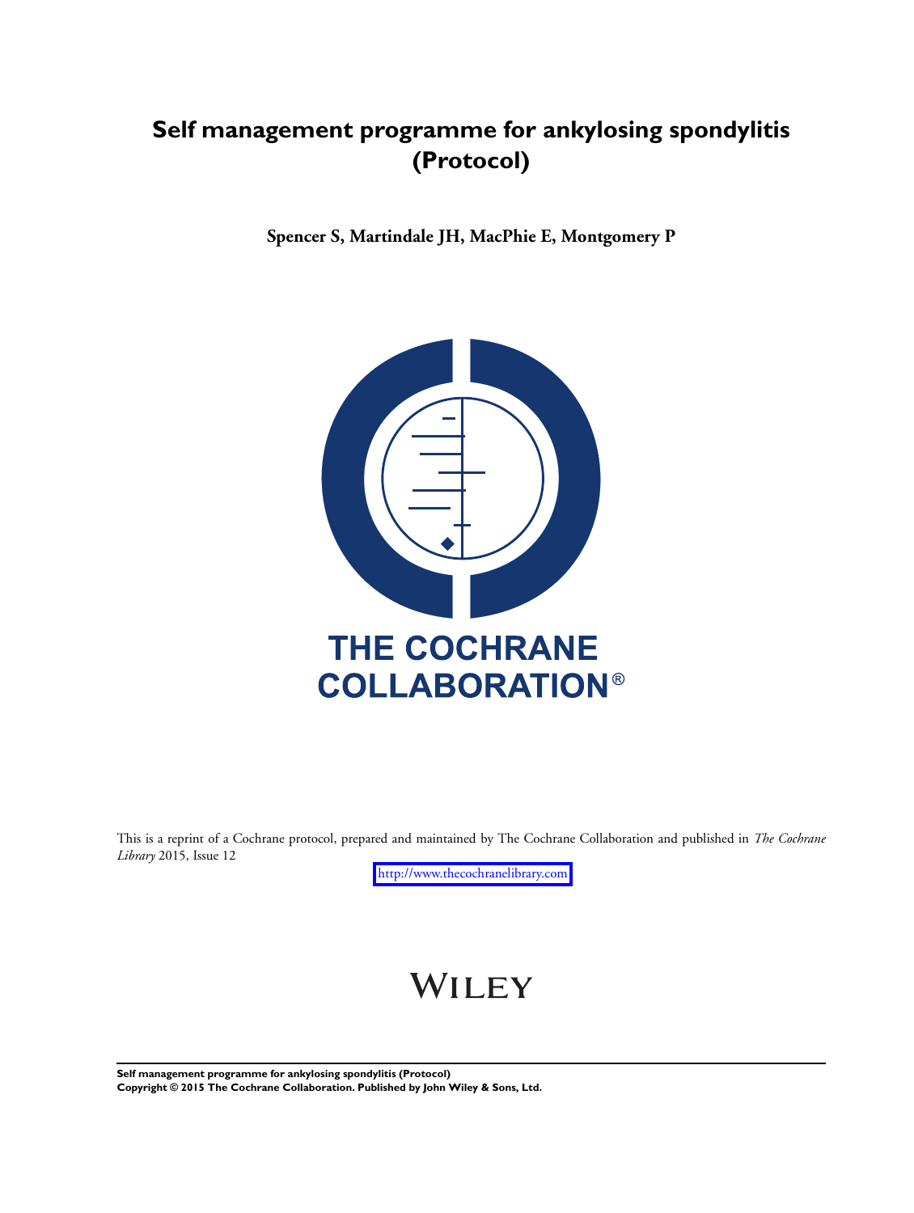# Self management programme for ankylosing spondylitis (Protocol)

**Spencer S, Martindale JH, MacPhie E, Montgomery P**

THE COCHRANE COLLABORATION®

This is a reprint of a Cochrane protocol, prepared and maintained by The Cochrane Collaboration and published in *The Cochrane Library* 2015, Issue 12

http://www.thecochranelibrary.com

WILEY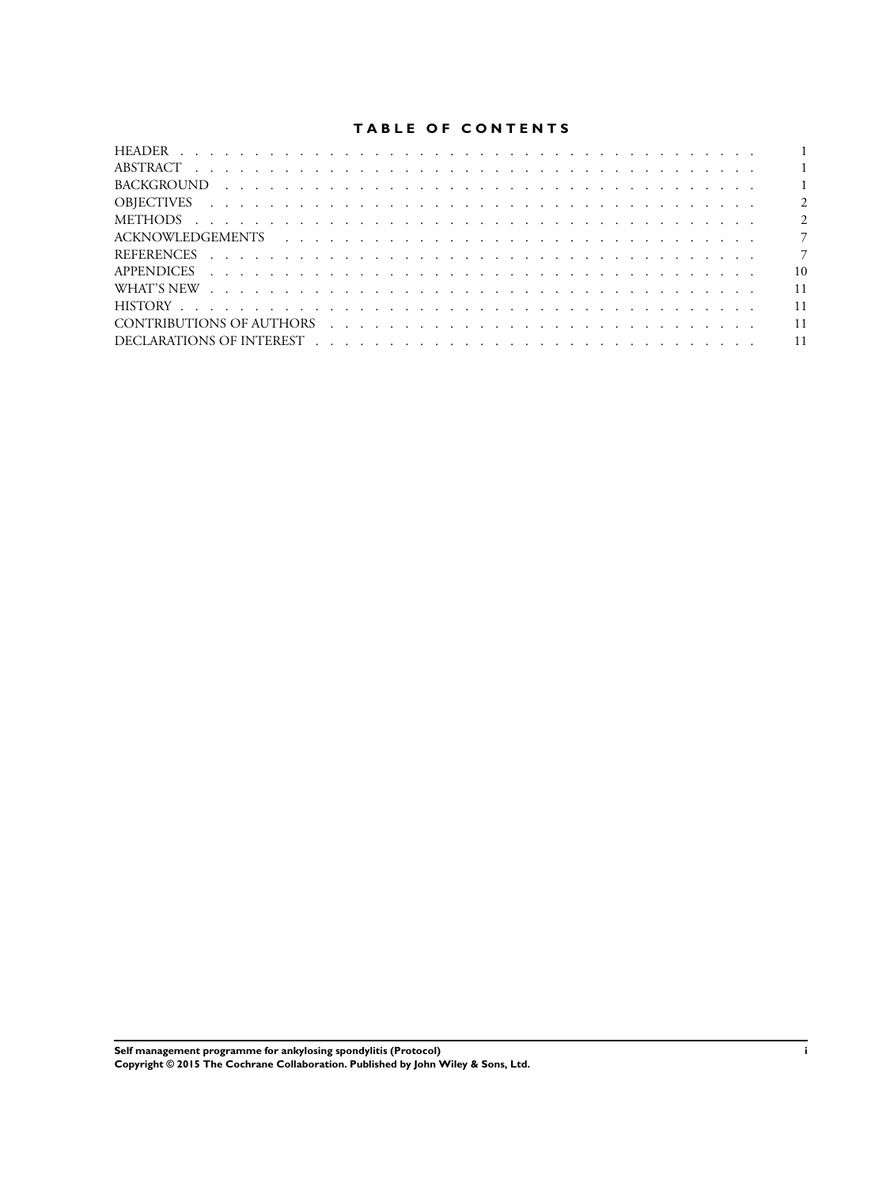# TABLE OF CONTENTS

| | |
|---|---|
| HEADER | 1 |
| ABSTRACT | 1 |
| BACKGROUND | 1 |
| OBJECTIVES | 2 |
| METHODS | 2 |
| ACKNOWLEDGEMENTS | 7 |
| REFERENCES | 7 |
| APPENDICES | 10 |
| WHAT'S NEW | 11 |
| HISTORY | 11 |
| CONTRIBUTIONS OF AUTHORS | 11 |
| DECLARATIONS OF INTEREST | 11 |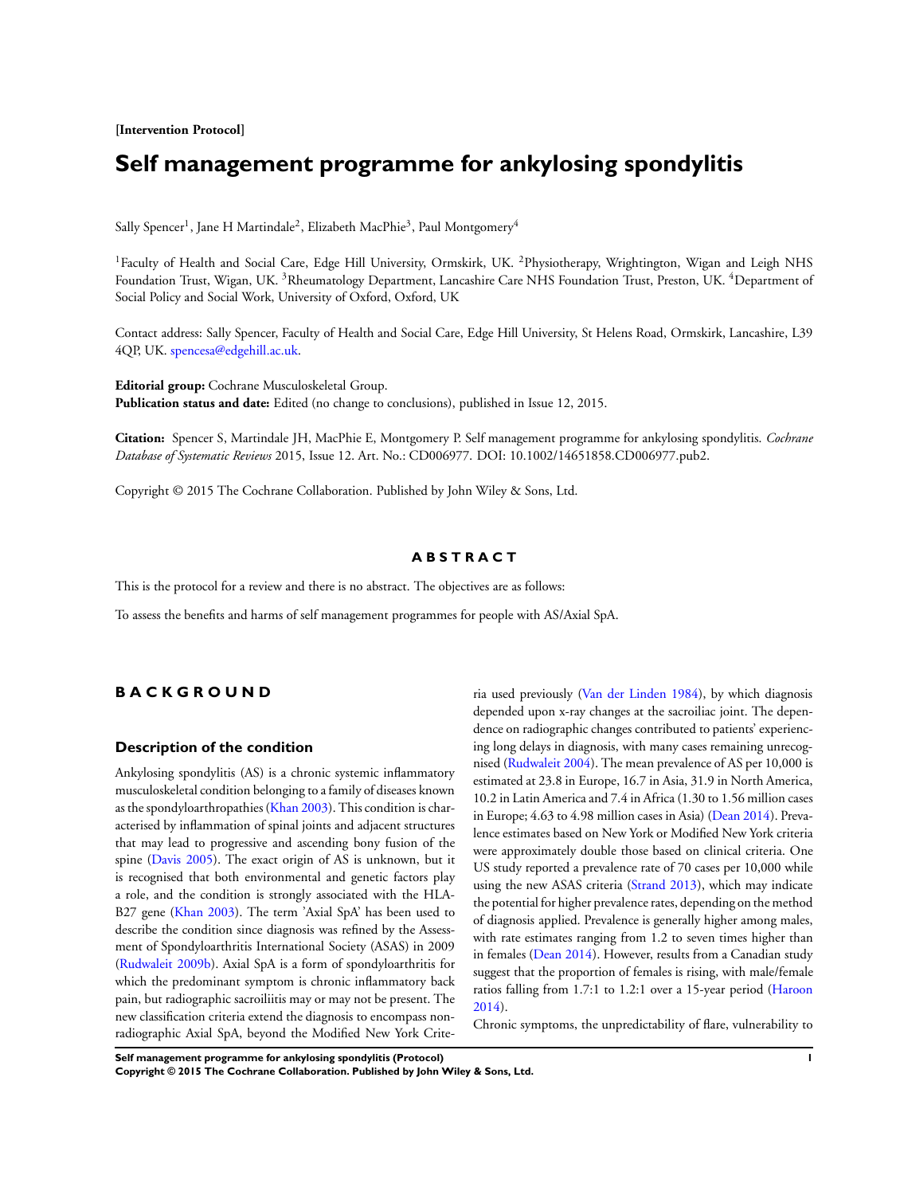[Intervention Protocol]

# Self management programme for ankylosing spondylitis

Sally Spencer[1], Jane H Martindale[2], Elizabeth MacPhie[3], Paul Montgomery[4]

[1]Faculty of Health and Social Care, Edge Hill University, Ormskirk, UK. [2]Physiotherapy, Wrightington, Wigan and Leigh NHS Foundation Trust, Wigan, UK. [3]Rheumatology Department, Lancashire Care NHS Foundation Trust, Preston, UK. [4]Department of Social Policy and Social Work, University of Oxford, Oxford, UK

Contact address: Sally Spencer, Faculty of Health and Social Care, Edge Hill University, St Helens Road, Ormskirk, Lancashire, L39 4QP, UK. spencesa@edgehill.ac.uk.

**Editorial group:** Cochrane Musculoskeletal Group.
**Publication status and date:** Edited (no change to conclusions), published in Issue 12, 2015.

**Citation:** Spencer S, Martindale JH, MacPhie E, Montgomery P. Self management programme for ankylosing spondylitis. *Cochrane Database of Systematic Reviews* 2015, Issue 12. Art. No.: CD006977. DOI: 10.1002/14651858.CD006977.pub2.

Copyright © 2015 The Cochrane Collaboration. Published by John Wiley & Sons, Ltd.

## ABSTRACT

This is the protocol for a review and there is no abstract. The objectives are as follows:

To assess the benefits and harms of self management programmes for people with AS/Axial SpA.

## BACKGROUND

### Description of the condition

Ankylosing spondylitis (AS) is a chronic systemic inflammatory musculoskeletal condition belonging to a family of diseases known as the spondyloarthropathies (Khan 2003). This condition is characterised by inflammation of spinal joints and adjacent structures that may lead to progressive and ascending bony fusion of the spine (Davis 2005). The exact origin of AS is unknown, but it is recognised that both environmental and genetic factors play a role, and the condition is strongly associated with the HLA-B27 gene (Khan 2003). The term 'Axial SpA' has been used to describe the condition since diagnosis was refined by the Assessment of Spondyloarthritis International Society (ASAS) in 2009 (Rudwaleit 2009b). Axial SpA is a form of spondyloarthritis for which the predominant symptom is chronic inflammatory back pain, but radiographic sacroiliitis may or may not be present. The new classification criteria extend the diagnosis to encompass non-radiographic Axial SpA, beyond the Modified New York Criteria used previously (Van der Linden 1984), by which diagnosis depended upon x-ray changes at the sacroiliac joint. The dependence on radiographic changes contributed to patients' experiencing long delays in diagnosis, with many cases remaining unrecognised (Rudwaleit 2004). The mean prevalence of AS per 10,000 is estimated at 23.8 in Europe, 16.7 in Asia, 31.9 in North America, 10.2 in Latin America and 7.4 in Africa (1.30 to 1.56 million cases in Europe; 4.63 to 4.98 million cases in Asia) (Dean 2014). Prevalence estimates based on New York or Modified New York criteria were approximately double those based on clinical criteria. One US study reported a prevalence rate of 70 cases per 10,000 while using the new ASAS criteria (Strand 2013), which may indicate the potential for higher prevalence rates, depending on the method of diagnosis applied. Prevalence is generally higher among males, with rate estimates ranging from 1.2 to seven times higher than in females (Dean 2014). However, results from a Canadian study suggest that the proportion of females is rising, with male/female ratios falling from 1.7:1 to 1.2:1 over a 15-year period (Haroon 2014).

Chronic symptoms, the unpredictability of flare, vulnerability to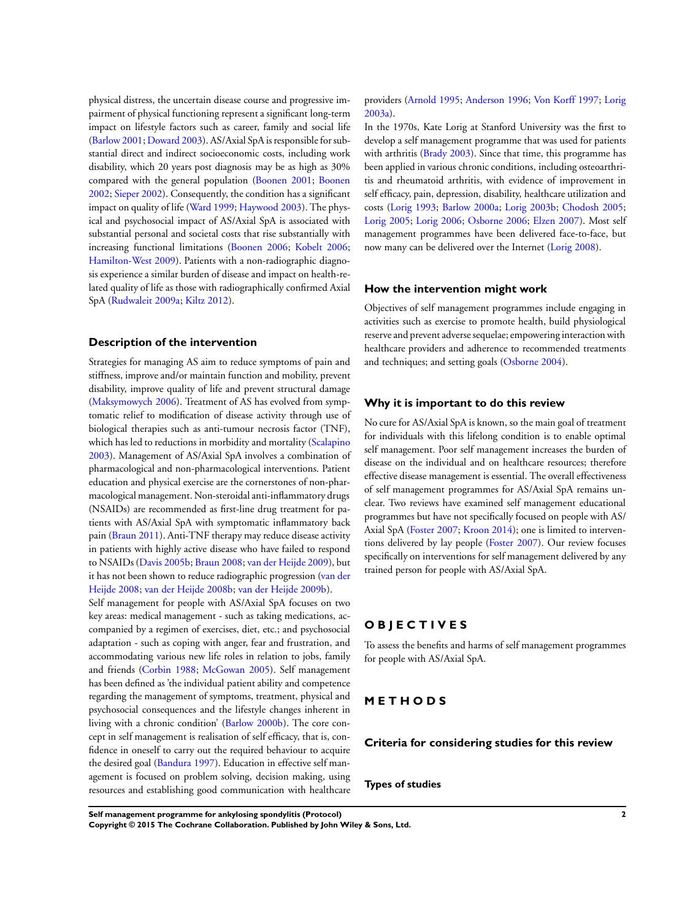physical distress, the uncertain disease course and progressive impairment of physical functioning represent a significant long-term impact on lifestyle factors such as career, family and social life (Barlow 2001; Doward 2003). AS/Axial SpA is responsible for substantial direct and indirect socioeconomic costs, including work disability, which 20 years post diagnosis may be as high as 30% compared with the general population (Boonen 2001; Boonen 2002; Sieper 2002). Consequently, the condition has a significant impact on quality of life (Ward 1999; Haywood 2003). The physical and psychosocial impact of AS/Axial SpA is associated with substantial personal and societal costs that rise substantially with increasing functional limitations (Boonen 2006; Kobelt 2006; Hamilton-West 2009). Patients with a non-radiographic diagnosis experience a similar burden of disease and impact on health-related quality of life as those with radiographically confirmed Axial SpA (Rudwaleit 2009a; Kiltz 2012).

## Description of the intervention

Strategies for managing AS aim to reduce symptoms of pain and stiffness, improve and/or maintain function and mobility, prevent disability, improve quality of life and prevent structural damage (Maksymowych 2006). Treatment of AS has evolved from symptomatic relief to modification of disease activity through use of biological therapies such as anti-tumour necrosis factor (TNF), which has led to reductions in morbidity and mortality (Scalapino 2003). Management of AS/Axial SpA involves a combination of pharmacological and non-pharmacological interventions. Patient education and physical exercise are the cornerstones of non-pharmacological management. Non-steroidal anti-inflammatory drugs (NSAIDs) are recommended as first-line drug treatment for patients with AS/Axial SpA with symptomatic inflammatory back pain (Braun 2011). Anti-TNF therapy may reduce disease activity in patients with highly active disease who have failed to respond to NSAIDs (Davis 2005b; Braun 2008; van der Heijde 2009), but it has not been shown to reduce radiographic progression (van der Heijde 2008; van der Heijde 2008b; van der Heijde 2009b).

Self management for people with AS/Axial SpA focuses on two key areas: medical management - such as taking medications, accompanied by a regimen of exercises, diet, etc.; and psychosocial adaptation - such as coping with anger, fear and frustration, and accommodating various new life roles in relation to jobs, family and friends (Corbin 1988; McGowan 2005). Self management has been defined as 'the individual patient ability and competence regarding the management of symptoms, treatment, physical and psychosocial consequences and the lifestyle changes inherent in living with a chronic condition' (Barlow 2000b). The core concept in self management is realisation of self efficacy, that is, confidence in oneself to carry out the required behaviour to acquire the desired goal (Bandura 1997). Education in effective self management is focused on problem solving, decision making, using resources and establishing good communication with healthcare providers (Arnold 1995; Anderson 1996; Von Korff 1997; Lorig 2003a).

In the 1970s, Kate Lorig at Stanford University was the first to develop a self management programme that was used for patients with arthritis (Brady 2003). Since that time, this programme has been applied in various chronic conditions, including osteoarthritis and rheumatoid arthritis, with evidence of improvement in self efficacy, pain, depression, disability, healthcare utilization and costs (Lorig 1993; Barlow 2000a; Lorig 2003b; Chodosh 2005; Lorig 2005; Lorig 2006; Osborne 2006; Elzen 2007). Most self management programmes have been delivered face-to-face, but now many can be delivered over the Internet (Lorig 2008).

## How the intervention might work

Objectives of self management programmes include engaging in activities such as exercise to promote health, build physiological reserve and prevent adverse sequelae; empowering interaction with healthcare providers and adherence to recommended treatments and techniques; and setting goals (Osborne 2004).

## Why it is important to do this review

No cure for AS/Axial SpA is known, so the main goal of treatment for individuals with this lifelong condition is to enable optimal self management. Poor self management increases the burden of disease on the individual and on healthcare resources; therefore effective disease management is essential. The overall effectiveness of self management programmes for AS/Axial SpA remains unclear. Two reviews have examined self management educational programmes but have not specifically focused on people with AS/Axial SpA (Foster 2007; Kroon 2014); one is limited to interventions delivered by lay people (Foster 2007). Our review focuses specifically on interventions for self management delivered by any trained person for people with AS/Axial SpA.

# OBJECTIVES

To assess the benefits and harms of self management programmes for people with AS/Axial SpA.

# METHODS

## Criteria for considering studies for this review

### Types of studies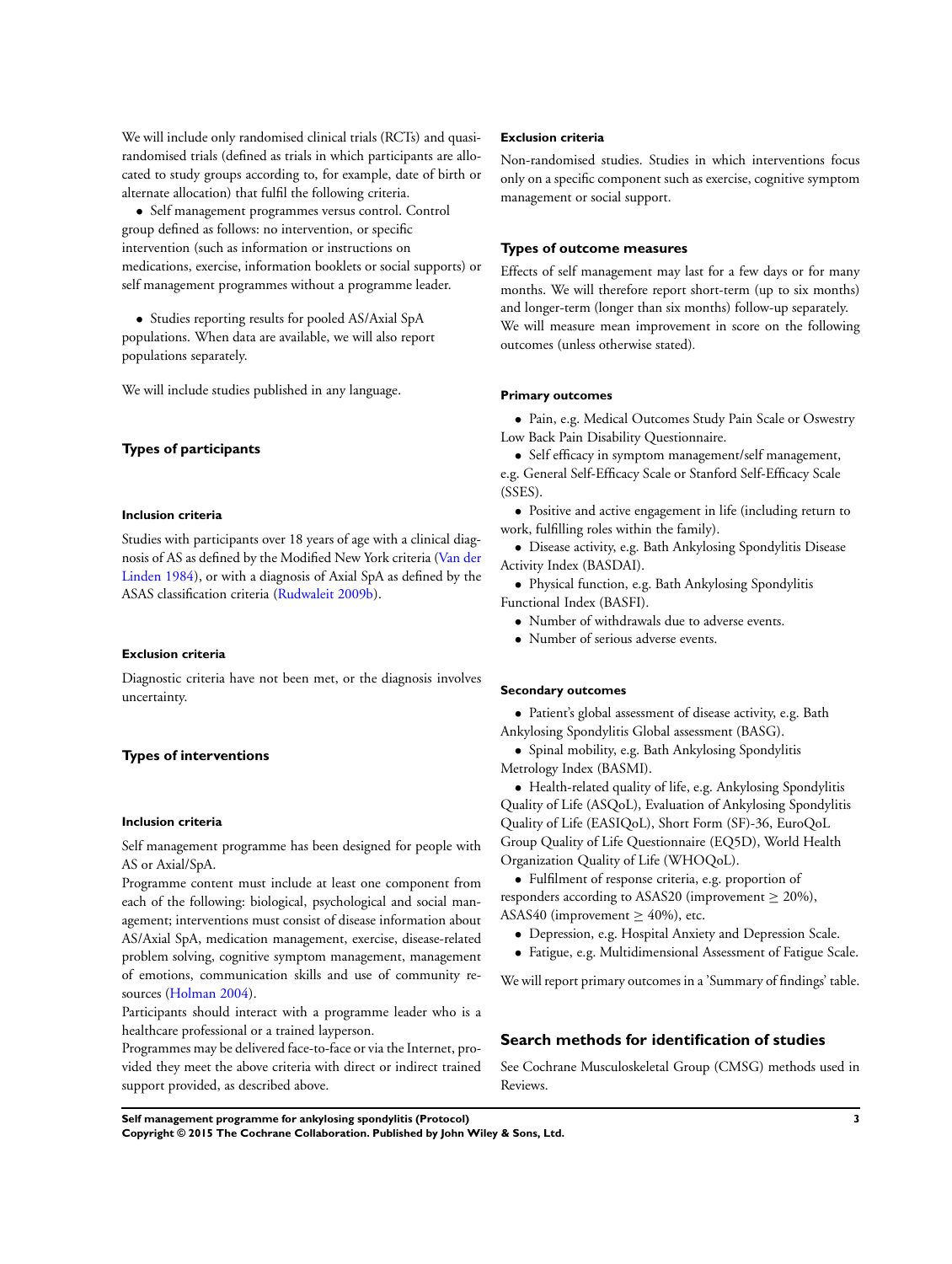We will include only randomised clinical trials (RCTs) and quasi-randomised trials (defined as trials in which participants are allocated to study groups according to, for example, date of birth or alternate allocation) that fulfil the following criteria.

- Self management programmes versus control. Control group defined as follows: no intervention, or specific intervention (such as information or instructions on medications, exercise, information booklets or social supports) or self management programmes without a programme leader.

- Studies reporting results for pooled AS/Axial SpA populations. When data are available, we will also report populations separately.

We will include studies published in any language.

## Types of participants

### Inclusion criteria

Studies with participants over 18 years of age with a clinical diagnosis of AS as defined by the Modified New York criteria (Van der Linden 1984), or with a diagnosis of Axial SpA as defined by the ASAS classification criteria (Rudwaleit 2009b).

### Exclusion criteria

Diagnostic criteria have not been met, or the diagnosis involves uncertainty.

## Types of interventions

### Inclusion criteria

Self management programme has been designed for people with AS or Axial/SpA.

Programme content must include at least one component from each of the following: biological, psychological and social management; interventions must consist of disease information about AS/Axial SpA, medication management, exercise, disease-related problem solving, cognitive symptom management, management of emotions, communication skills and use of community resources (Holman 2004).

Participants should interact with a programme leader who is a healthcare professional or a trained layperson.

Programmes may be delivered face-to-face or via the Internet, provided they meet the above criteria with direct or indirect trained support provided, as described above.

### Exclusion criteria

Non-randomised studies. Studies in which interventions focus only on a specific component such as exercise, cognitive symptom management or social support.

## Types of outcome measures

Effects of self management may last for a few days or for many months. We will therefore report short-term (up to six months) and longer-term (longer than six months) follow-up separately. We will measure mean improvement in score on the following outcomes (unless otherwise stated).

### Primary outcomes

- Pain, e.g. Medical Outcomes Study Pain Scale or Oswestry Low Back Pain Disability Questionnaire.
- Self efficacy in symptom management/self management, e.g. General Self-Efficacy Scale or Stanford Self-Efficacy Scale (SSES).
- Positive and active engagement in life (including return to work, fulfilling roles within the family).
- Disease activity, e.g. Bath Ankylosing Spondylitis Disease Activity Index (BASDAI).
- Physical function, e.g. Bath Ankylosing Spondylitis Functional Index (BASFI).
- Number of withdrawals due to adverse events.
- Number of serious adverse events.

### Secondary outcomes

- Patient's global assessment of disease activity, e.g. Bath Ankylosing Spondylitis Global assessment (BASG).
- Spinal mobility, e.g. Bath Ankylosing Spondylitis Metrology Index (BASMI).
- Health-related quality of life, e.g. Ankylosing Spondylitis Quality of Life (ASQoL), Evaluation of Ankylosing Spondylitis Quality of Life (EASIQoL), Short Form (SF)-36, EuroQoL Group Quality of Life Questionnaire (EQ5D), World Health Organization Quality of Life (WHOQoL).
- Fulfilment of response criteria, e.g. proportion of responders according to ASAS20 (improvement $\geq$ 20%), ASAS40 (improvement $\geq$ 40%), etc.
- Depression, e.g. Hospital Anxiety and Depression Scale.
- Fatigue, e.g. Multidimensional Assessment of Fatigue Scale.

We will report primary outcomes in a 'Summary of findings' table.

## Search methods for identification of studies

See Cochrane Musculoskeletal Group (CMSG) methods used in Reviews.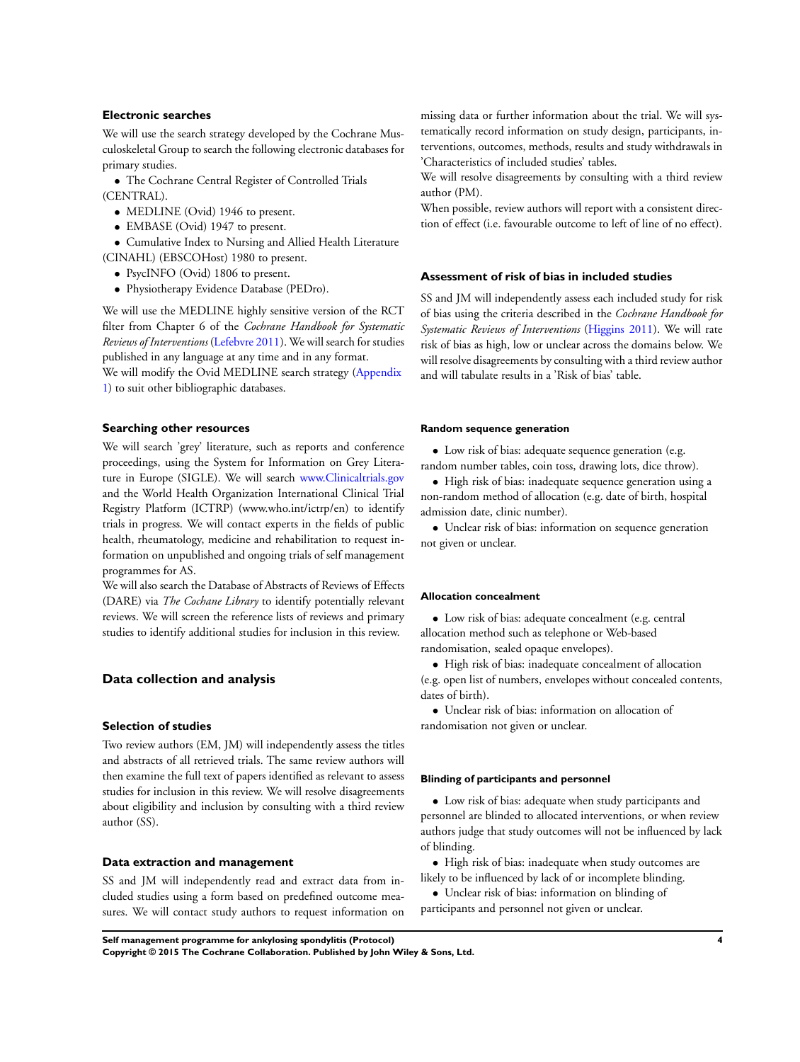### Electronic searches

We will use the search strategy developed by the Cochrane Musculoskeletal Group to search the following electronic databases for primary studies.

- The Cochrane Central Register of Controlled Trials (CENTRAL).
- MEDLINE (Ovid) 1946 to present.
- EMBASE (Ovid) 1947 to present.
- Cumulative Index to Nursing and Allied Health Literature (CINAHL) (EBSCOHost) 1980 to present.
- PsycINFO (Ovid) 1806 to present.
- Physiotherapy Evidence Database (PEDro).

We will use the MEDLINE highly sensitive version of the RCT filter from Chapter 6 of the *Cochrane Handbook for Systematic Reviews of Interventions* (Lefebvre 2011). We will search for studies published in any language at any time and in any format.

We will modify the Ovid MEDLINE search strategy (Appendix 1) to suit other bibliographic databases.

### Searching other resources

We will search 'grey' literature, such as reports and conference proceedings, using the System for Information on Grey Literature in Europe (SIGLE). We will search www.Clinicaltrials.gov and the World Health Organization International Clinical Trial Registry Platform (ICTRP) (www.who.int/ictrp/en) to identify trials in progress. We will contact experts in the fields of public health, rheumatology, medicine and rehabilitation to request information on unpublished and ongoing trials of self management programmes for AS.

We will also search the Database of Abstracts of Reviews of Effects (DARE) via *The Cochane Library* to identify potentially relevant reviews. We will screen the reference lists of reviews and primary studies to identify additional studies for inclusion in this review.

## Data collection and analysis

### Selection of studies

Two review authors (EM, JM) will independently assess the titles and abstracts of all retrieved trials. The same review authors will then examine the full text of papers identified as relevant to assess studies for inclusion in this review. We will resolve disagreements about eligibility and inclusion by consulting with a third review author (SS).

### Data extraction and management

SS and JM will independently read and extract data from included studies using a form based on predefined outcome measures. We will contact study authors to request information on missing data or further information about the trial. We will systematically record information on study design, participants, interventions, outcomes, methods, results and study withdrawals in 'Characteristics of included studies' tables.

We will resolve disagreements by consulting with a third review author (PM).

When possible, review authors will report with a consistent direction of effect (i.e. favourable outcome to left of line of no effect).

### Assessment of risk of bias in included studies

SS and JM will independently assess each included study for risk of bias using the criteria described in the *Cochrane Handbook for Systematic Reviews of Interventions* (Higgins 2011). We will rate risk of bias as high, low or unclear across the domains below. We will resolve disagreements by consulting with a third review author and will tabulate results in a 'Risk of bias' table.

#### Random sequence generation

- Low risk of bias: adequate sequence generation (e.g. random number tables, coin toss, drawing lots, dice throw).
- High risk of bias: inadequate sequence generation using a non-random method of allocation (e.g. date of birth, hospital admission date, clinic number).
- Unclear risk of bias: information on sequence generation not given or unclear.

#### Allocation concealment

- Low risk of bias: adequate concealment (e.g. central allocation method such as telephone or Web-based randomisation, sealed opaque envelopes).
- High risk of bias: inadequate concealment of allocation (e.g. open list of numbers, envelopes without concealed contents, dates of birth).
- Unclear risk of bias: information on allocation of randomisation not given or unclear.

#### Blinding of participants and personnel

- Low risk of bias: adequate when study participants and personnel are blinded to allocated interventions, or when review authors judge that study outcomes will not be influenced by lack of blinding.
- High risk of bias: inadequate when study outcomes are likely to be influenced by lack of or incomplete blinding.
- Unclear risk of bias: information on blinding of participants and personnel not given or unclear.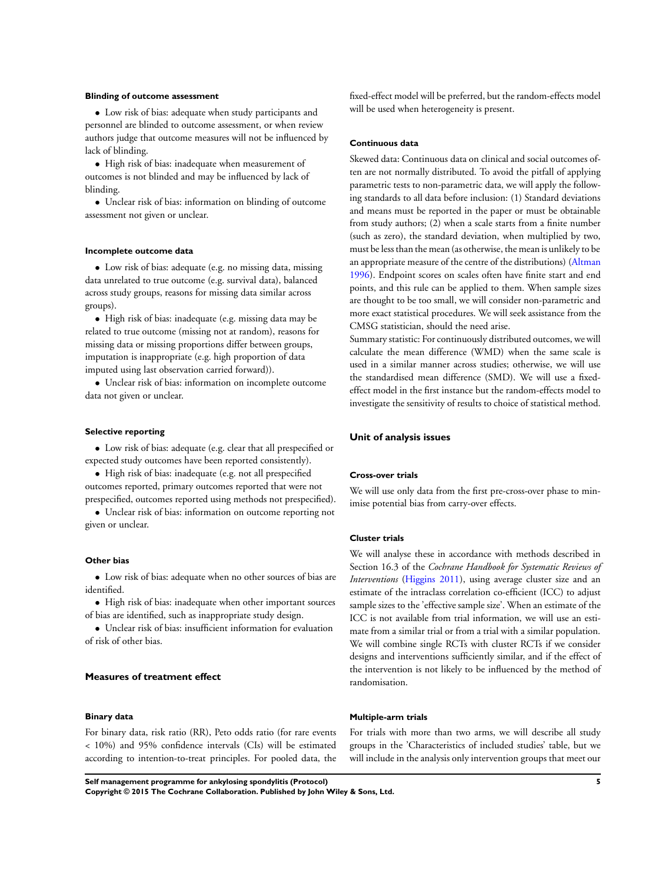#### Blinding of outcome assessment

- Low risk of bias: adequate when study participants and personnel are blinded to outcome assessment, or when review authors judge that outcome measures will not be influenced by lack of blinding.
- High risk of bias: inadequate when measurement of outcomes is not blinded and may be influenced by lack of blinding.
- Unclear risk of bias: information on blinding of outcome assessment not given or unclear.

#### Incomplete outcome data

- Low risk of bias: adequate (e.g. no missing data, missing data unrelated to true outcome (e.g. survival data), balanced across study groups, reasons for missing data similar across groups).
- High risk of bias: inadequate (e.g. missing data may be related to true outcome (missing not at random), reasons for missing data or missing proportions differ between groups, imputation is inappropriate (e.g. high proportion of data imputed using last observation carried forward)).
- Unclear risk of bias: information on incomplete outcome data not given or unclear.

#### Selective reporting

- Low risk of bias: adequate (e.g. clear that all prespecified or expected study outcomes have been reported consistently).
- High risk of bias: inadequate (e.g. not all prespecified outcomes reported, primary outcomes reported that were not prespecified, outcomes reported using methods not prespecified).
- Unclear risk of bias: information on outcome reporting not given or unclear.

#### Other bias

- Low risk of bias: adequate when no other sources of bias are identified.
- High risk of bias: inadequate when other important sources of bias are identified, such as inappropriate study design.
- Unclear risk of bias: insufficient information for evaluation of risk of other bias.

### Measures of treatment effect

#### Binary data

For binary data, risk ratio (RR), Peto odds ratio (for rare events < 10%) and 95% confidence intervals (CIs) will be estimated according to intention-to-treat principles. For pooled data, the fixed-effect model will be preferred, but the random-effects model will be used when heterogeneity is present.

#### Continuous data

Skewed data: Continuous data on clinical and social outcomes often are not normally distributed. To avoid the pitfall of applying parametric tests to non-parametric data, we will apply the following standards to all data before inclusion: (1) Standard deviations and means must be reported in the paper or must be obtainable from study authors; (2) when a scale starts from a finite number (such as zero), the standard deviation, when multiplied by two, must be less than the mean (as otherwise, the mean is unlikely to be an appropriate measure of the centre of the distributions) (Altman 1996). Endpoint scores on scales often have finite start and end points, and this rule can be applied to them. When sample sizes are thought to be too small, we will consider non-parametric and more exact statistical procedures. We will seek assistance from the CMSG statistician, should the need arise.

Summary statistic: For continuously distributed outcomes, we will calculate the mean difference (WMD) when the same scale is used in a similar manner across studies; otherwise, we will use the standardised mean difference (SMD). We will use a fixed-effect model in the first instance but the random-effects model to investigate the sensitivity of results to choice of statistical method.

### Unit of analysis issues

#### Cross-over trials

We will use only data from the first pre-cross-over phase to minimise potential bias from carry-over effects.

#### Cluster trials

We will analyse these in accordance with methods described in Section 16.3 of the *Cochrane Handbook for Systematic Reviews of Interventions* (Higgins 2011), using average cluster size and an estimate of the intraclass correlation co-efficient (ICC) to adjust sample sizes to the 'effective sample size'. When an estimate of the ICC is not available from trial information, we will use an estimate from a similar trial or from a trial with a similar population. We will combine single RCTs with cluster RCTs if we consider designs and interventions sufficiently similar, and if the effect of the intervention is not likely to be influenced by the method of randomisation.

#### Multiple-arm trials

For trials with more than two arms, we will describe all study groups in the 'Characteristics of included studies' table, but we will include in the analysis only intervention groups that meet our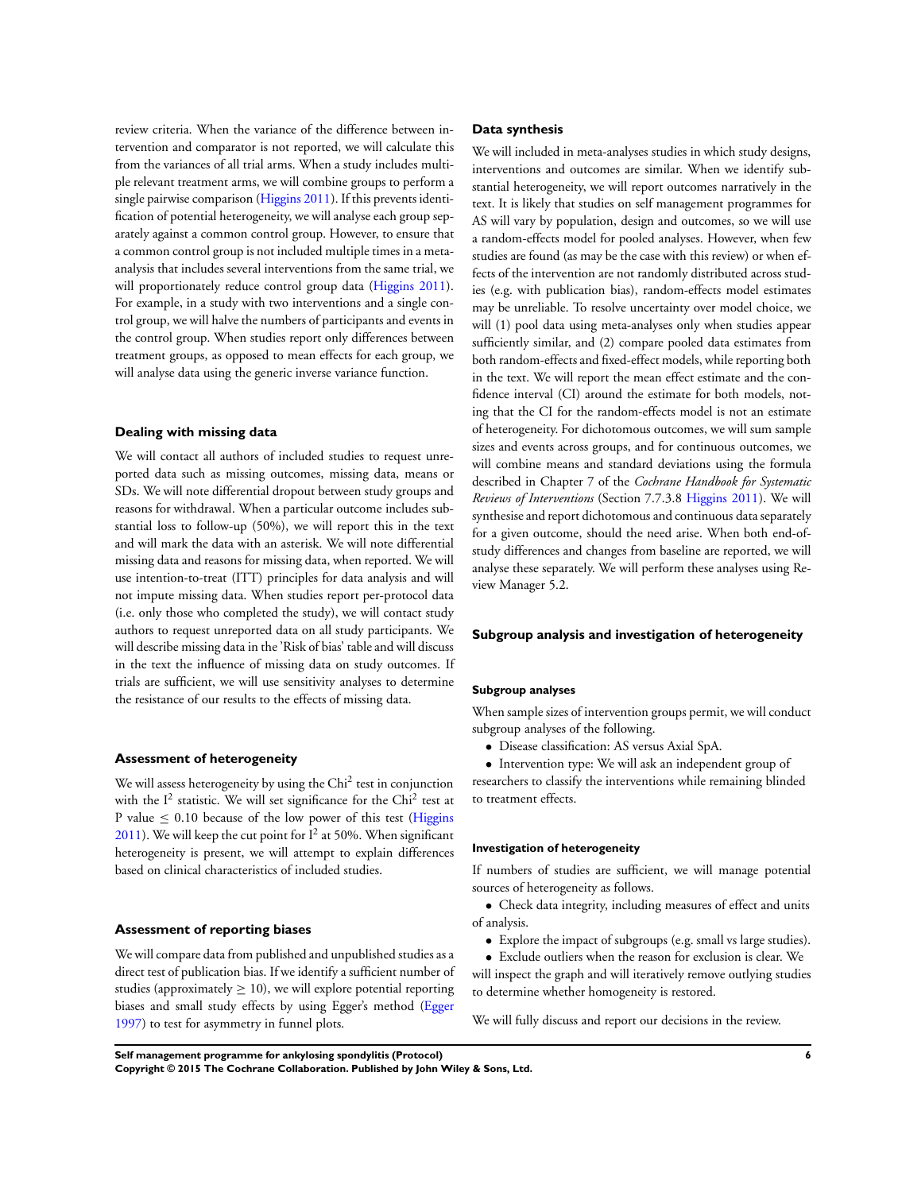review criteria. When the variance of the difference between intervention and comparator is not reported, we will calculate this from the variances of all trial arms. When a study includes multiple relevant treatment arms, we will combine groups to perform a single pairwise comparison (Higgins 2011). If this prevents identification of potential heterogeneity, we will analyse each group separately against a common control group. However, to ensure that a common control group is not included multiple times in a meta-analysis that includes several interventions from the same trial, we will proportionately reduce control group data (Higgins 2011). For example, in a study with two interventions and a single control group, we will halve the numbers of participants and events in the control group. When studies report only differences between treatment groups, as opposed to mean effects for each group, we will analyse data using the generic inverse variance function.

### Dealing with missing data

We will contact all authors of included studies to request unreported data such as missing outcomes, missing data, means or SDs. We will note differential dropout between study groups and reasons for withdrawal. When a particular outcome includes substantial loss to follow-up (50%), we will report this in the text and will mark the data with an asterisk. We will note differential missing data and reasons for missing data, when reported. We will use intention-to-treat (ITT) principles for data analysis and will not impute missing data. When studies report per-protocol data (i.e. only those who completed the study), we will contact study authors to request unreported data on all study participants. We will describe missing data in the 'Risk of bias' table and will discuss in the text the influence of missing data on study outcomes. If trials are sufficient, we will use sensitivity analyses to determine the resistance of our results to the effects of missing data.

### Assessment of heterogeneity

We will assess heterogeneity by using the $Chi^2$ test in conjunction with the $I^2$ statistic. We will set significance for the $Chi^2$ test at P value $\leq$ 0.10 because of the low power of this test (Higgins 2011). We will keep the cut point for $I^2$ at 50%. When significant heterogeneity is present, we will attempt to explain differences based on clinical characteristics of included studies.

### Assessment of reporting biases

We will compare data from published and unpublished studies as a direct test of publication bias. If we identify a sufficient number of studies (approximately $\geq$ 10), we will explore potential reporting biases and small study effects by using Egger's method (Egger 1997) to test for asymmetry in funnel plots.

### Data synthesis

We will included in meta-analyses studies in which study designs, interventions and outcomes are similar. When we identify substantial heterogeneity, we will report outcomes narratively in the text. It is likely that studies on self management programmes for AS will vary by population, design and outcomes, so we will use a random-effects model for pooled analyses. However, when few studies are found (as may be the case with this review) or when effects of the intervention are not randomly distributed across studies (e.g. with publication bias), random-effects model estimates may be unreliable. To resolve uncertainty over model choice, we will (1) pool data using meta-analyses only when studies appear sufficiently similar, and (2) compare pooled data estimates from both random-effects and fixed-effect models, while reporting both in the text. We will report the mean effect estimate and the confidence interval (CI) around the estimate for both models, noting that the CI for the random-effects model is not an estimate of heterogeneity. For dichotomous outcomes, we will sum sample sizes and events across groups, and for continuous outcomes, we will combine means and standard deviations using the formula described in Chapter 7 of the *Cochrane Handbook for Systematic Reviews of Interventions* (Section 7.7.3.8 Higgins 2011). We will synthesise and report dichotomous and continuous data separately for a given outcome, should the need arise. When both end-of-study differences and changes from baseline are reported, we will analyse these separately. We will perform these analyses using Review Manager 5.2.

### Subgroup analysis and investigation of heterogeneity

#### Subgroup analyses

When sample sizes of intervention groups permit, we will conduct subgroup analyses of the following.

- Disease classification: AS versus Axial SpA.
- Intervention type: We will ask an independent group of researchers to classify the interventions while remaining blinded to treatment effects.

#### Investigation of heterogeneity

If numbers of studies are sufficient, we will manage potential sources of heterogeneity as follows.

- Check data integrity, including measures of effect and units of analysis.
- Explore the impact of subgroups (e.g. small vs large studies).
- Exclude outliers when the reason for exclusion is clear. We will inspect the graph and will iteratively remove outlying studies to determine whether homogeneity is restored.

We will fully discuss and report our decisions in the review.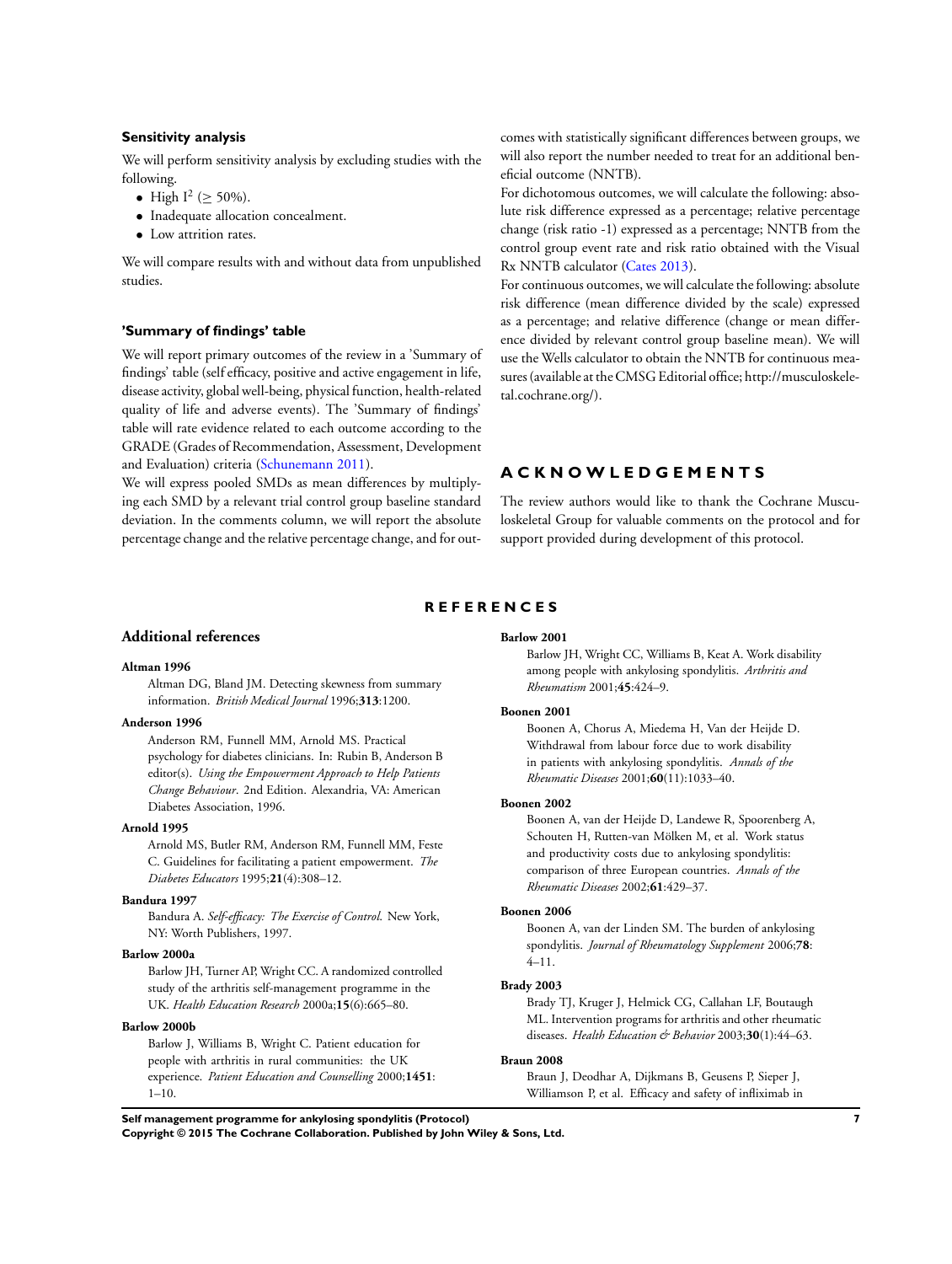### Sensitivity analysis

We will perform sensitivity analysis by excluding studies with the following.

- High $I^2$ ($\geq$ 50%).
- Inadequate allocation concealment.
- Low attrition rates.

We will compare results with and without data from unpublished studies.

### 'Summary of findings' table

We will report primary outcomes of the review in a 'Summary of findings' table (self efficacy, positive and active engagement in life, disease activity, global well-being, physical function, health-related quality of life and adverse events). The 'Summary of findings' table will rate evidence related to each outcome according to the GRADE (Grades of Recommendation, Assessment, Development and Evaluation) criteria (Schunemann 2011).

We will express pooled SMDs as mean differences by multiplying each SMD by a relevant trial control group baseline standard deviation. In the comments column, we will report the absolute percentage change and the relative percentage change, and for outcomes with statistically significant differences between groups, we will also report the number needed to treat for an additional beneficial outcome (NNTB).

For dichotomous outcomes, we will calculate the following: absolute risk difference expressed as a percentage; relative percentage change (risk ratio -1) expressed as a percentage; NNTB from the control group event rate and risk ratio obtained with the Visual Rx NNTB calculator (Cates 2013).

For continuous outcomes, we will calculate the following: absolute risk difference (mean difference divided by the scale) expressed as a percentage; and relative difference (change or mean difference divided by relevant control group baseline mean). We will use the Wells calculator to obtain the NNTB for continuous measures (available at the CMSG Editorial office; http://musculoskeletal.cochrane.org/).

# ACKNOWLEDGEMENTS

The review authors would like to thank the Cochrane Musculoskeletal Group for valuable comments on the protocol and for support provided during development of this protocol.

# REFERENCES

## Additional references

**Altman 1996**
Altman DG, Bland JM. Detecting skewness from summary information. *British Medical Journal* 1996;**313**:1200.

**Anderson 1996**
Anderson RM, Funnell MM, Arnold MS. Practical psychology for diabetes clinicians. In: Rubin B, Anderson B editor(s). *Using the Empowerment Approach to Help Patients Change Behaviour*. 2nd Edition. Alexandria, VA: American Diabetes Association, 1996.

**Arnold 1995**
Arnold MS, Butler RM, Anderson RM, Funnell MM, Feste C. Guidelines for facilitating a patient empowerment. *The Diabetes Educators* 1995;**21**(4):308–12.

**Bandura 1997**
Bandura A. *Self-efficacy: The Exercise of Control*. New York, NY: Worth Publishers, 1997.

**Barlow 2000a**
Barlow JH, Turner AP, Wright CC. A randomized controlled study of the arthritis self-management programme in the UK. *Health Education Research* 2000a;**15**(6):665–80.

**Barlow 2000b**
Barlow J, Williams B, Wright C. Patient education for people with arthritis in rural communities: the UK experience. *Patient Education and Counselling* 2000;**1451**: 1–10.

**Barlow 2001**
Barlow JH, Wright CC, Williams B, Keat A. Work disability among people with ankylosing spondylitis. *Arthritis and Rheumatism* 2001;**45**:424–9.

**Boonen 2001**
Boonen A, Chorus A, Miedema H, Van der Heijde D. Withdrawal from labour force due to work disability in patients with ankylosing spondylitis. *Annals of the Rheumatic Diseases* 2001;**60**(11):1033–40.

**Boonen 2002**
Boonen A, van der Heijde D, Landewe R, Spoorenberg A, Schouten H, Rutten-van Mölken M, et al. Work status and productivity costs due to ankylosing spondylitis: comparison of three European countries. *Annals of the Rheumatic Diseases* 2002;**61**:429–37.

**Boonen 2006**
Boonen A, van der Linden SM. The burden of ankylosing spondylitis. *Journal of Rheumatology Supplement* 2006;**78**: 4–11.

**Brady 2003**
Brady TJ, Kruger J, Helmick CG, Callahan LF, Boutaugh ML. Intervention programs for arthritis and other rheumatic diseases. *Health Education & Behavior* 2003;**30**(1):44–63.

**Braun 2008**
Braun J, Deodhar A, Dijkmans B, Geusens P, Sieper J, Williamson P, et al. Efficacy and safety of infliximab in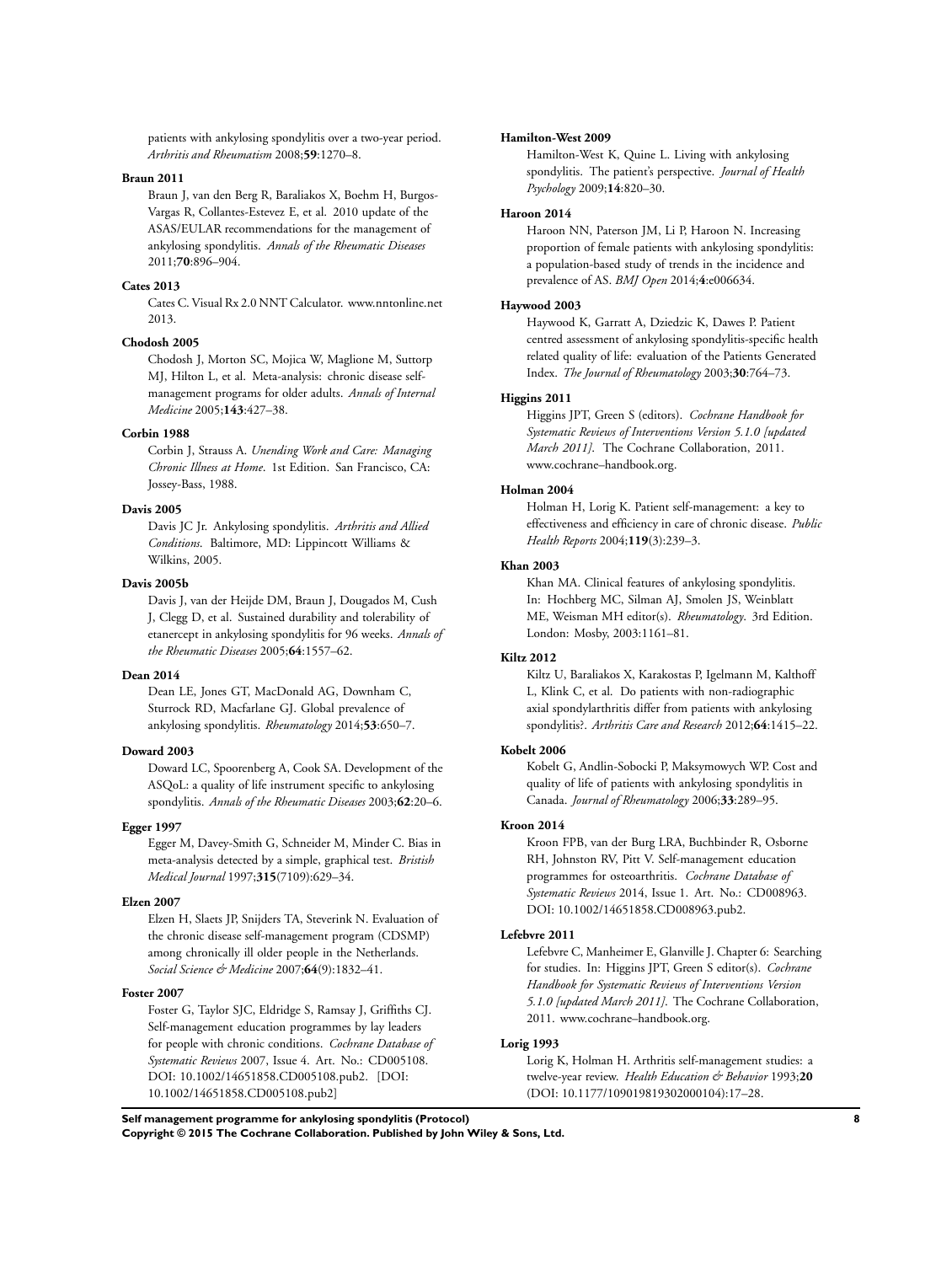patients with ankylosing spondylitis over a two-year period. *Arthritis and Rheumatism* 2008;**59**:1270–8.

**Braun 2011**

Braun J, van den Berg R, Baraliakos X, Boehm H, Burgos-Vargas R, Collantes-Estevez E, et al. 2010 update of the ASAS/EULAR recommendations for the management of ankylosing spondylitis. *Annals of the Rheumatic Diseases* 2011;**70**:896–904.

**Cates 2013**

Cates C. Visual Rx 2.0 NNT Calculator. www.nntonline.net 2013.

**Chodosh 2005**

Chodosh J, Morton SC, Mojica W, Maglione M, Suttorp MJ, Hilton L, et al. Meta-analysis: chronic disease self-management programs for older adults. *Annals of Internal Medicine* 2005;**143**:427–38.

**Corbin 1988**

Corbin J, Strauss A. *Unending Work and Care: Managing Chronic Illness at Home*. 1st Edition. San Francisco, CA: Jossey-Bass, 1988.

**Davis 2005**

Davis JC Jr. Ankylosing spondylitis. *Arthritis and Allied Conditions*. Baltimore, MD: Lippincott Williams & Wilkins, 2005.

**Davis 2005b**

Davis J, van der Heijde DM, Braun J, Dougados M, Cush J, Clegg D, et al. Sustained durability and tolerability of etanercept in ankylosing spondylitis for 96 weeks. *Annals of the Rheumatic Diseases* 2005;**64**:1557–62.

**Dean 2014**

Dean LE, Jones GT, MacDonald AG, Downham C, Sturrock RD, Macfarlane GJ. Global prevalence of ankylosing spondylitis. *Rheumatology* 2014;**53**:650–7.

**Doward 2003**

Doward LC, Spoorenberg A, Cook SA. Development of the ASQoL: a quality of life instrument specific to ankylosing spondylitis. *Annals of the Rheumatic Diseases* 2003;**62**:20–6.

**Egger 1997**

Egger M, Davey-Smith G, Schneider M, Minder C. Bias in meta-analysis detected by a simple, graphical test. *Bristish Medical Journal* 1997;**315**(7109):629–34.

**Elzen 2007**

Elzen H, Slaets JP, Snijders TA, Steverink N. Evaluation of the chronic disease self-management program (CDSMP) among chronically ill older people in the Netherlands. *Social Science & Medicine* 2007;**64**(9):1832–41.

**Foster 2007**

Foster G, Taylor SJC, Eldridge S, Ramsay J, Griffiths CJ. Self-management education programmes by lay leaders for people with chronic conditions. *Cochrane Database of Systematic Reviews* 2007, Issue 4. Art. No.: CD005108. DOI: 10.1002/14651858.CD005108.pub2. [DOI: 10.1002/14651858.CD005108.pub2]

**Hamilton-West 2009**

Hamilton-West K, Quine L. Living with ankylosing spondylitis. The patient's perspective. *Journal of Health Psychology* 2009;**14**:820–30.

**Haroon 2014**

Haroon NN, Paterson JM, Li P, Haroon N. Increasing proportion of female patients with ankylosing spondylitis: a population-based study of trends in the incidence and prevalence of AS. *BMJ Open* 2014;**4**:e006634.

**Haywood 2003**

Haywood K, Garratt A, Dziedzic K, Dawes P. Patient centred assessment of ankylosing spondylitis-specific health related quality of life: evaluation of the Patients Generated Index. *The Journal of Rheumatology* 2003;**30**:764–73.

**Higgins 2011**

Higgins JPT, Green S (editors). *Cochrane Handbook for Systematic Reviews of Interventions Version 5.1.0 [updated March 2011]*. The Cochrane Collaboration, 2011. www.cochrane–handbook.org.

**Holman 2004**

Holman H, Lorig K. Patient self-management: a key to effectiveness and efficiency in care of chronic disease. *Public Health Reports* 2004;**119**(3):239–3.

**Khan 2003**

Khan MA. Clinical features of ankylosing spondylitis. In: Hochberg MC, Silman AJ, Smolen JS, Weinblatt ME, Weisman MH editor(s). *Rheumatology*. 3rd Edition. London: Mosby, 2003:1161–81.

**Kiltz 2012**

Kiltz U, Baraliakos X, Karakostas P, Igelmann M, Kalthoff L, Klink C, et al. Do patients with non-radiographic axial spondylarthritis differ from patients with ankylosing spondylitis?. *Arthritis Care and Research* 2012;**64**:1415–22.

**Kobelt 2006**

Kobelt G, Andlin-Sobocki P, Maksymowych WP. Cost and quality of life of patients with ankylosing spondylitis in Canada. *Journal of Rheumatology* 2006;**33**:289–95.

**Kroon 2014**

Kroon FPB, van der Burg LRA, Buchbinder R, Osborne RH, Johnston RV, Pitt V. Self-management education programmes for osteoarthritis. *Cochrane Database of Systematic Reviews* 2014, Issue 1. Art. No.: CD008963. DOI: 10.1002/14651858.CD008963.pub2.

**Lefebvre 2011**

Lefebvre C, Manheimer E, Glanville J. Chapter 6: Searching for studies. In: Higgins JPT, Green S editor(s). *Cochrane Handbook for Systematic Reviews of Interventions Version 5.1.0 [updated March 2011]*. The Cochrane Collaboration, 2011. www.cochrane–handbook.org.

**Lorig 1993**

Lorig K, Holman H. Arthritis self-management studies: a twelve-year review. *Health Education & Behavior* 1993;**20** (DOI: 10.1177/109019819302000104):17–28.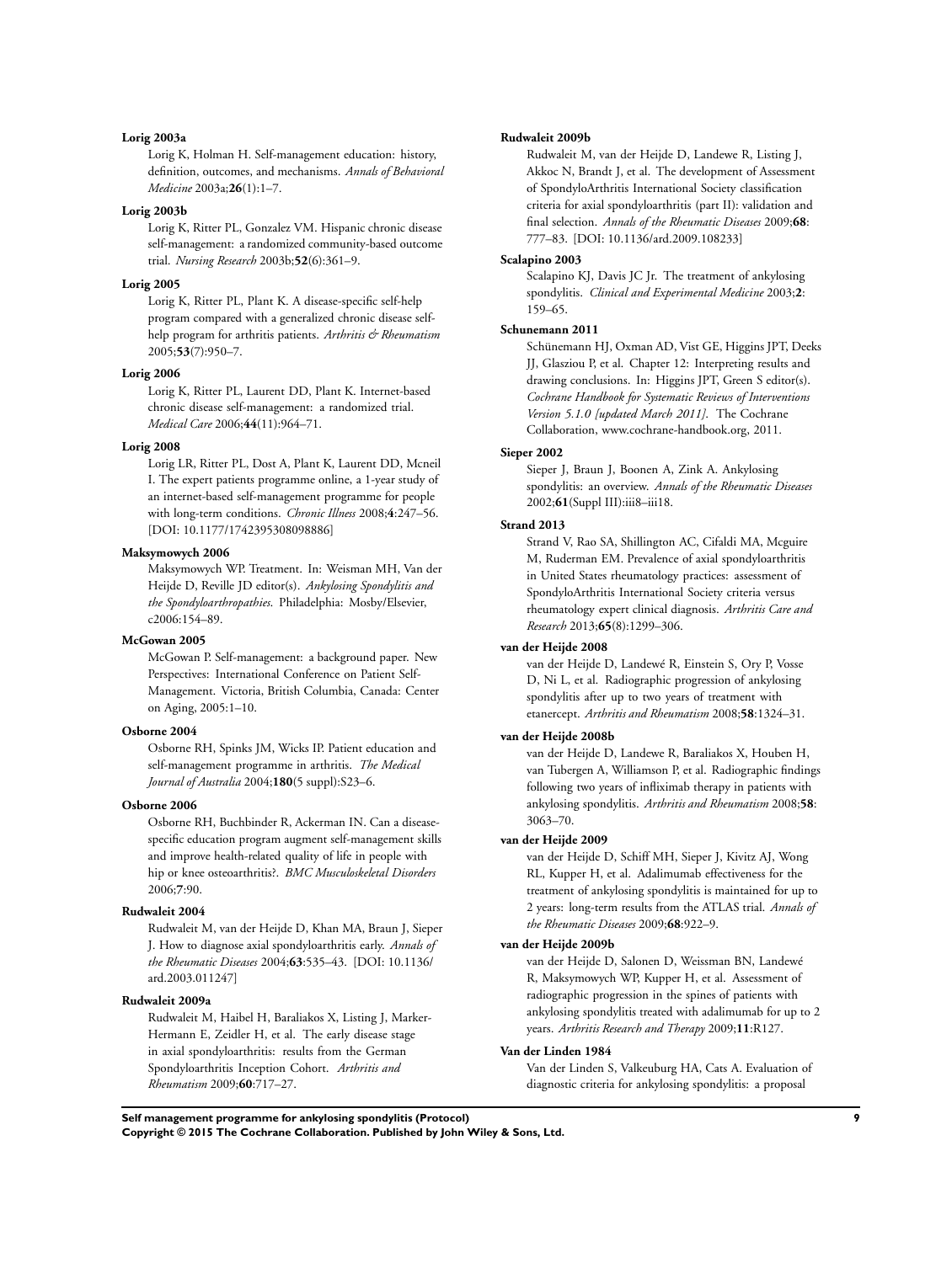**Lorig 2003a**

Lorig K, Holman H. Self-management education: history, definition, outcomes, and mechanisms. *Annals of Behavioral Medicine* 2003a;**26**(1):1–7.

**Lorig 2003b**

Lorig K, Ritter PL, Gonzalez VM. Hispanic chronic disease self-management: a randomized community-based outcome trial. *Nursing Research* 2003b;**52**(6):361–9.

**Lorig 2005**

Lorig K, Ritter PL, Plant K. A disease-specific self-help program compared with a generalized chronic disease self-help program for arthritis patients. *Arthritis & Rheumatism* 2005;**53**(7):950–7.

**Lorig 2006**

Lorig K, Ritter PL, Laurent DD, Plant K. Internet-based chronic disease self-management: a randomized trial. *Medical Care* 2006;**44**(11):964–71.

**Lorig 2008**

Lorig LR, Ritter PL, Dost A, Plant K, Laurent DD, Mcneil I. The expert patients programme online, a 1-year study of an internet-based self-management programme for people with long-term conditions. *Chronic Illness* 2008;**4**:247–56. [DOI: 10.1177/1742395308098886]

**Maksymowych 2006**

Maksymowych WP. Treatment. In: Weisman MH, Van der Heijde D, Reville JD editor(s). *Ankylosing Spondylitis and the Spondyloarthropathies*. Philadelphia: Mosby/Elsevier, c2006:154–89.

**McGowan 2005**

McGowan P. Self-management: a background paper. New Perspectives: International Conference on Patient Self-Management. Victoria, British Columbia, Canada: Center on Aging, 2005:1–10.

**Osborne 2004**

Osborne RH, Spinks JM, Wicks IP. Patient education and self-management programme in arthritis. *The Medical Journal of Australia* 2004;**180**(5 suppl):S23–6.

**Osborne 2006**

Osborne RH, Buchbinder R, Ackerman IN. Can a disease-specific education program augment self-management skills and improve health-related quality of life in people with hip or knee osteoarthritis?. *BMC Musculoskeletal Disorders* 2006;**7**:90.

**Rudwaleit 2004**

Rudwaleit M, van der Heijde D, Khan MA, Braun J, Sieper J. How to diagnose axial spondyloarthritis early. *Annals of the Rheumatic Diseases* 2004;**63**:535–43. [DOI: 10.1136/ard.2003.011247]

**Rudwaleit 2009a**

Rudwaleit M, Haibel H, Baraliakos X, Listing J, Marker-Hermann E, Zeidler H, et al. The early disease stage in axial spondyloarthritis: results from the German Spondyloarthritis Inception Cohort. *Arthritis and Rheumatism* 2009;**60**:717–27.

**Rudwaleit 2009b**

Rudwaleit M, van der Heijde D, Landewe R, Listing J, Akkoc N, Brandt J, et al. The development of Assessment of SpondyloArthritis International Society classification criteria for axial spondyloarthritis (part II): validation and final selection. *Annals of the Rheumatic Diseases* 2009;**68**: 777–83. [DOI: 10.1136/ard.2009.108233]

**Scalapino 2003**

Scalapino KJ, Davis JC Jr. The treatment of ankylosing spondylitis. *Clinical and Experimental Medicine* 2003;**2**: 159–65.

**Schunemann 2011**

Schünemann HJ, Oxman AD, Vist GE, Higgins JPT, Deeks JJ, Glasziou P, et al. Chapter 12: Interpreting results and drawing conclusions. In: Higgins JPT, Green S editor(s). *Cochrane Handbook for Systematic Reviews of Interventions Version 5.1.0 [updated March 2011]*. The Cochrane Collaboration, www.cochrane-handbook.org, 2011.

**Sieper 2002**

Sieper J, Braun J, Boonen A, Zink A. Ankylosing spondylitis: an overview. *Annals of the Rheumatic Diseases* 2002;**61**(Suppl III):iii8–iii18.

**Strand 2013**

Strand V, Rao SA, Shillington AC, Cifaldi MA, Mcguire M, Ruderman EM. Prevalence of axial spondyloarthritis in United States rheumatology practices: assessment of SpondyloArthritis International Society criteria versus rheumatology expert clinical diagnosis. *Arthritis Care and Research* 2013;**65**(8):1299–306.

**van der Heijde 2008**

van der Heijde D, Landewé R, Einstein S, Ory P, Vosse D, Ni L, et al. Radiographic progression of ankylosing spondylitis after up to two years of treatment with etanercept. *Arthritis and Rheumatism* 2008;**58**:1324–31.

**van der Heijde 2008b**

van der Heijde D, Landewe R, Baraliakos X, Houben H, van Tubergen A, Williamson P, et al. Radiographic findings following two years of infliximab therapy in patients with ankylosing spondylitis. *Arthritis and Rheumatism* 2008;**58**: 3063–70.

**van der Heijde 2009**

van der Heijde D, Schiff MH, Sieper J, Kivitz AJ, Wong RL, Kupper H, et al. Adalimumab effectiveness for the treatment of ankylosing spondylitis is maintained for up to 2 years: long-term results from the ATLAS trial. *Annals of the Rheumatic Diseases* 2009;**68**:922–9.

**van der Heijde 2009b**

van der Heijde D, Salonen D, Weissman BN, Landewé R, Maksymowych WP, Kupper H, et al. Assessment of radiographic progression in the spines of patients with ankylosing spondylitis treated with adalimumab for up to 2 years. *Arthritis Research and Therapy* 2009;**11**:R127.

**Van der Linden 1984**

Van der Linden S, Valkeuburg HA, Cats A. Evaluation of diagnostic criteria for ankylosing spondylitis: a proposal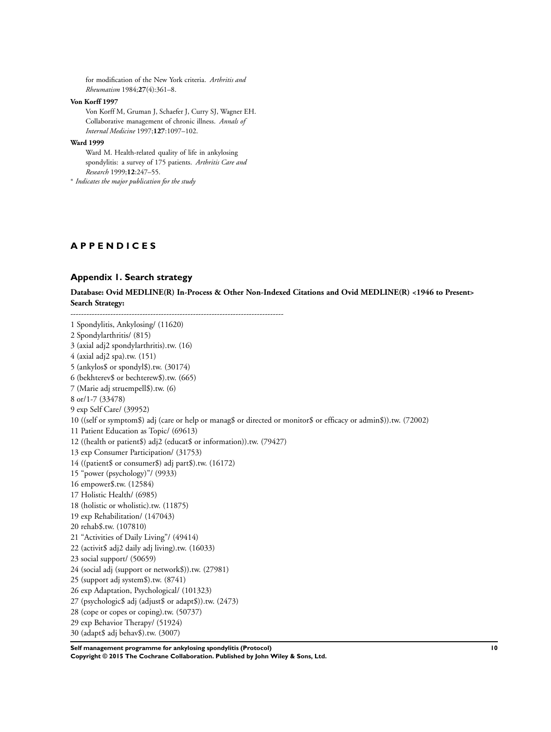for modification of the New York criteria. *Arthritis and Rheumatism* 1984;**27**(4):361–8.

**Von Korff 1997**

Von Korff M, Gruman J, Schaefer J, Curry SJ, Wagner EH. Collaborative management of chronic illness. *Annals of Internal Medicine* 1997;**127**:1097–102.

**Ward 1999**

Ward M. Health-related quality of life in ankylosing spondylitis: a survey of 175 patients. *Arthritis Care and Research* 1999;**12**:247–55.

* *Indicates the major publication for the study*

# APPENDICES

## Appendix 1. Search strategy

**Database: Ovid MEDLINE(R) In-Process & Other Non-Indexed Citations and Ovid MEDLINE(R) <1946 to Present>**
**Search Strategy:**

--------------------------------------------------------------------------------

1 Spondylitis, Ankylosing/ (11620)
2 Spondylarthritis/ (815)
3 (axial adj2 spondylarthritis).tw. (16)
4 (axial adj2 spa).tw. (151)
5 (ankylos$ or spondyl$).tw. (30174)
6 (bekhterev$ or bechterew$).tw. (665)
7 (Marie adj struempell$).tw. (6)
8 or/1-7 (33478)
9 exp Self Care/ (39952)
10 ((self or symptom$) adj (care or help or manag$ or directed or monitor$ or efficacy or admin$)).tw. (72002)
11 Patient Education as Topic/ (69613)
12 ((health or patient$) adj2 (educat$ or information)).tw. (79427)
13 exp Consumer Participation/ (31753)
14 ((patient$ or consumer$) adj part$).tw. (16172)
15 "power (psychology)"/ (9933)
16 empower$.tw. (12584)
17 Holistic Health/ (6985)
18 (holistic or wholistic).tw. (11875)
19 exp Rehabilitation/ (147043)
20 rehab$.tw. (107810)
21 "Activities of Daily Living"/ (49414)
22 (activit$ adj2 daily adj living).tw. (16033)
23 social support/ (50659)
24 (social adj (support or network$)).tw. (27981)
25 (support adj system$).tw. (8741)
26 exp Adaptation, Psychological/ (101323)
27 (psychologic$ adj (adjust$ or adapt$)).tw. (2473)
28 (cope or copes or coping).tw. (50737)
29 exp Behavior Therapy/ (51924)
30 (adapt$ adj behav$).tw. (3007)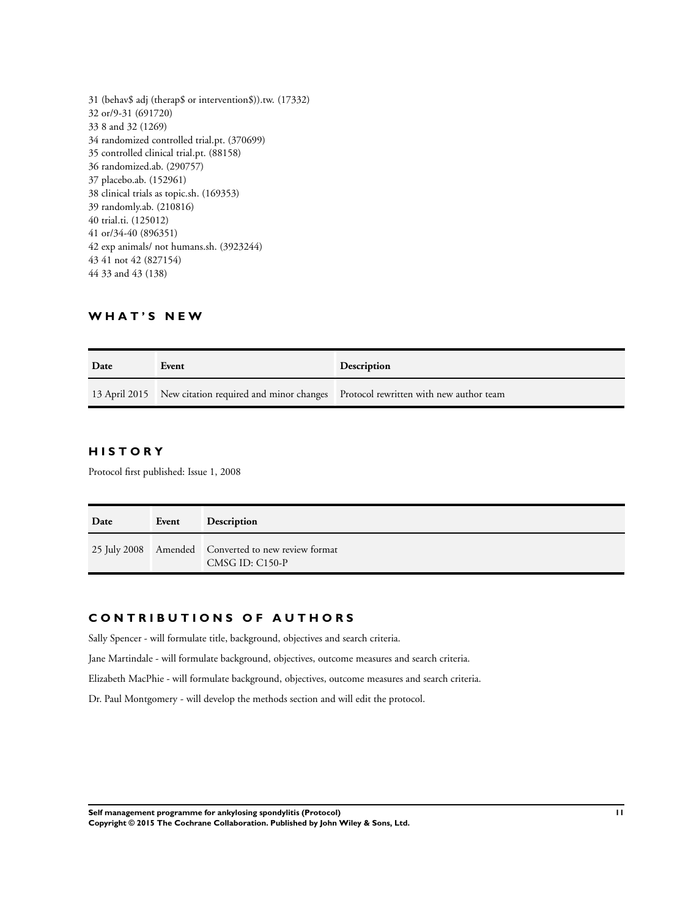31 (behav$ adj (therap$ or intervention$)).tw. (17332)
32 or/9-31 (691720)
33 8 and 32 (1269)
34 randomized controlled trial.pt. (370699)
35 controlled clinical trial.pt. (88158)
36 randomized.ab. (290757)
37 placebo.ab. (152961)
38 clinical trials as topic.sh. (169353)
39 randomly.ab. (210816)
40 trial.ti. (125012)
41 or/34-40 (896351)
42 exp animals/ not humans.sh. (3923244)
43 41 not 42 (827154)
44 33 and 43 (138)

## WHAT'S NEW

| Date | Event | Description |
|---|---|---|
| 13 April 2015 | New citation required and minor changes | Protocol rewritten with new author team |

## HISTORY

Protocol first published: Issue 1, 2008

| Date | Event | Description |
|---|---|---|
| 25 July 2008 | Amended | Converted to new review format<br>CMSG ID: C150-P |

## CONTRIBUTIONS OF AUTHORS

Sally Spencer - will formulate title, background, objectives and search criteria.

Jane Martindale - will formulate background, objectives, outcome measures and search criteria.

Elizabeth MacPhie - will formulate background, objectives, outcome measures and search criteria.

Dr. Paul Montgomery - will develop the methods section and will edit the protocol.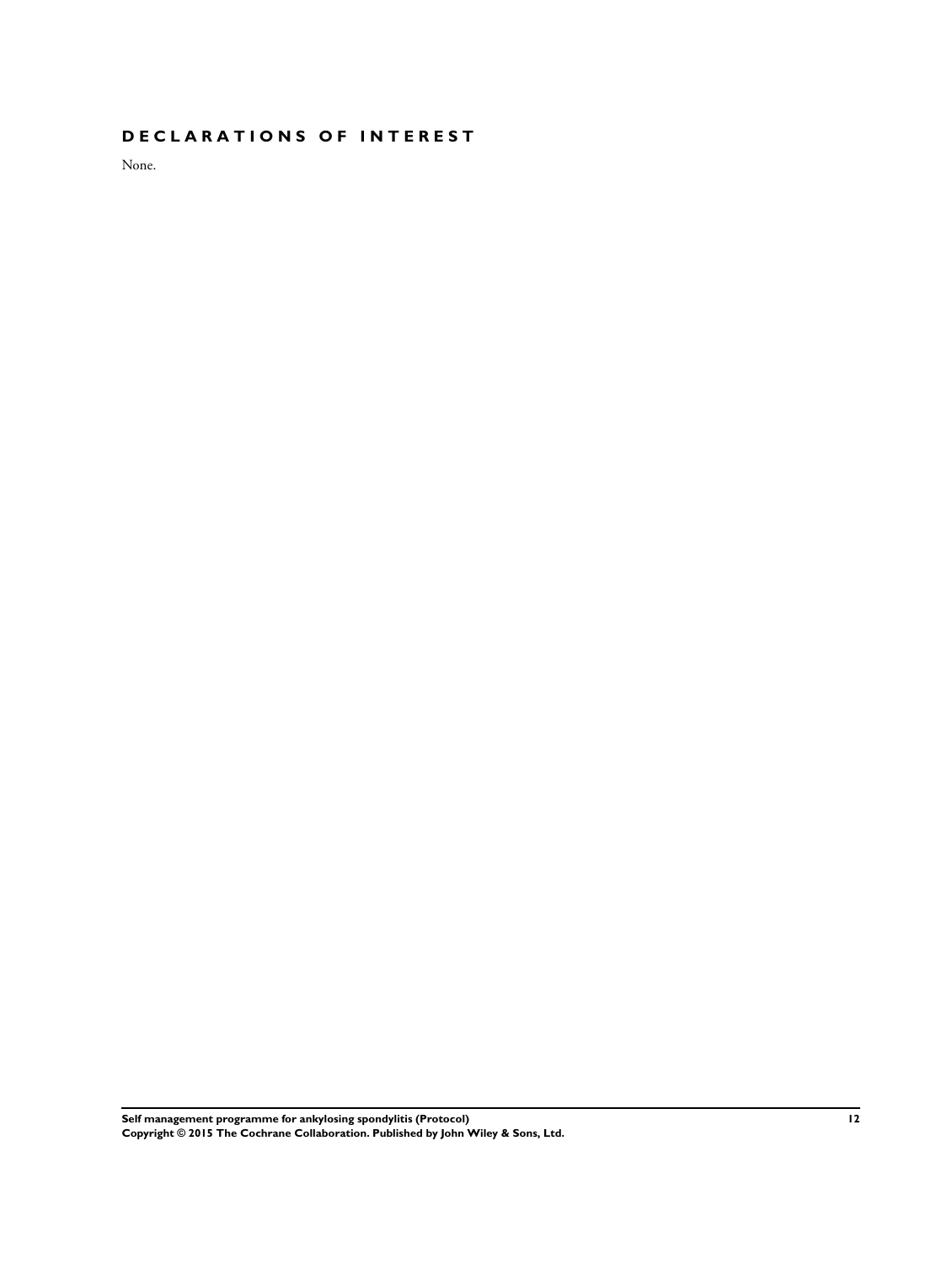## DECLARATIONS OF INTEREST

None.